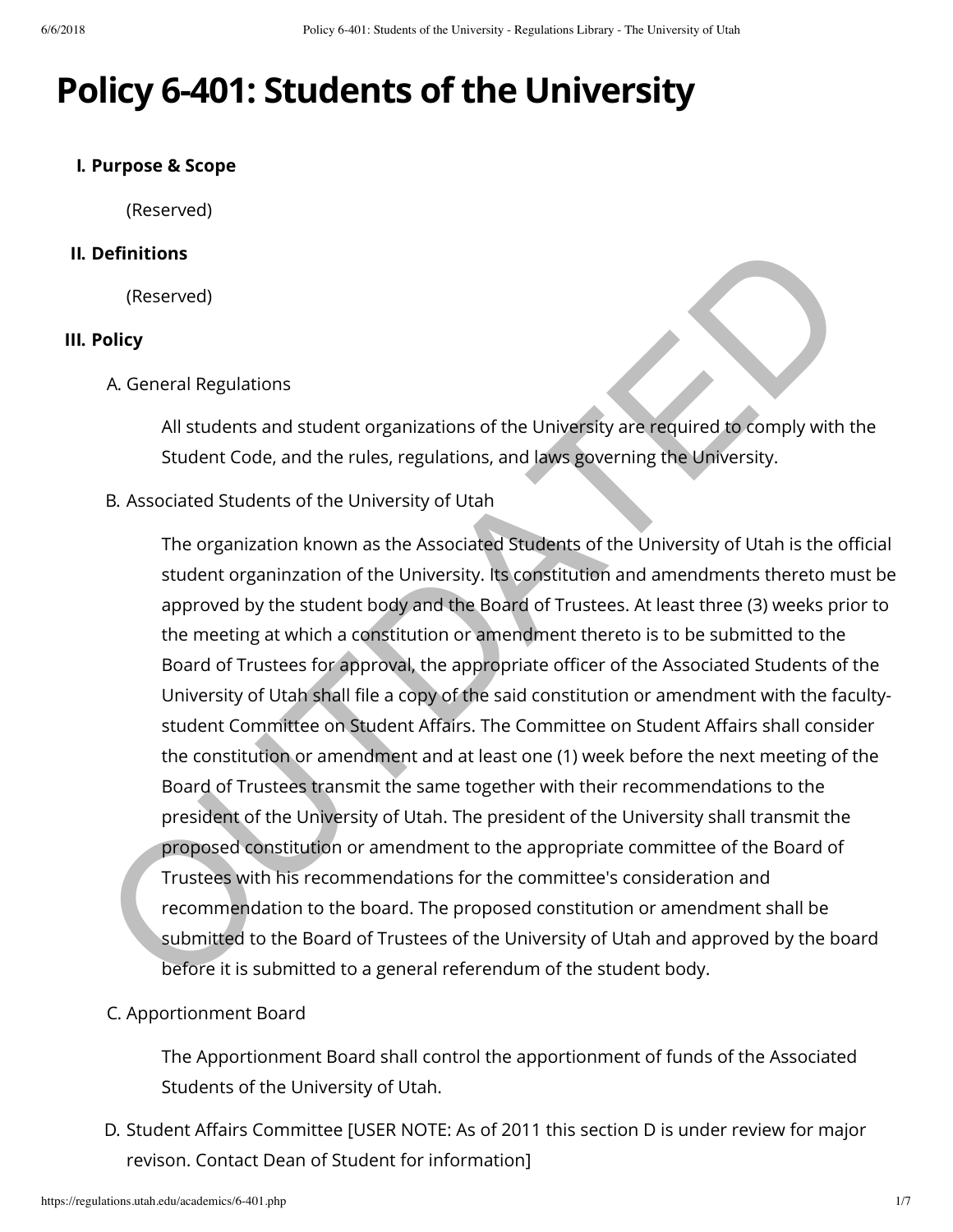# Policy 6-401: Students of the University

## I. Purpose & Scope

(Reserved)

## II. Definitions

(Reserved)

## III. Policy

A. General Regulations

All students and student organizations of the University are required to comply with the Student Code, and the rules, regulations, and laws governing the University.

B. Associated Students of the University of Utah

The organization known as the Associated Students of the University of Utah is the official student organinzation of the University. Its constitution and amendments thereto must be approved by the student body and the Board of Trustees. At least three (3) weeks prior to the meeting at which a constitution or amendment thereto is to be submitted to the Board of Trustees for approval, the appropriate officer of the Associated Students of the University of Utah shall file a copy of the said constitution or amendment with the faculty-student Committee on Student Affairs. The Committee on Student Affairs shall consider the constitution or amendment and at least one (1) week before the next meeting of the Board of Trustees transmit the same together with their recommendations to the president of the University of Utah. The president of the University shall transmit the proposed constitution or amendment to the appropriate committee of the Board of Trustees with his recommendations for the committee's consideration and recommendation to the board. The proposed constitution or amendment shall be submitted to the Board of Trustees of the University of Utah and approved by the board before it is submitted to a general referendum of the student body.

C. Apportionment Board

The Apportionment Board shall control the apportionment of funds of the Associated Students of the University of Utah.

D. Student Affairs Committee [USER NOTE: As of 2011 this section D is under review for major revison. Contact Dean of Student for information]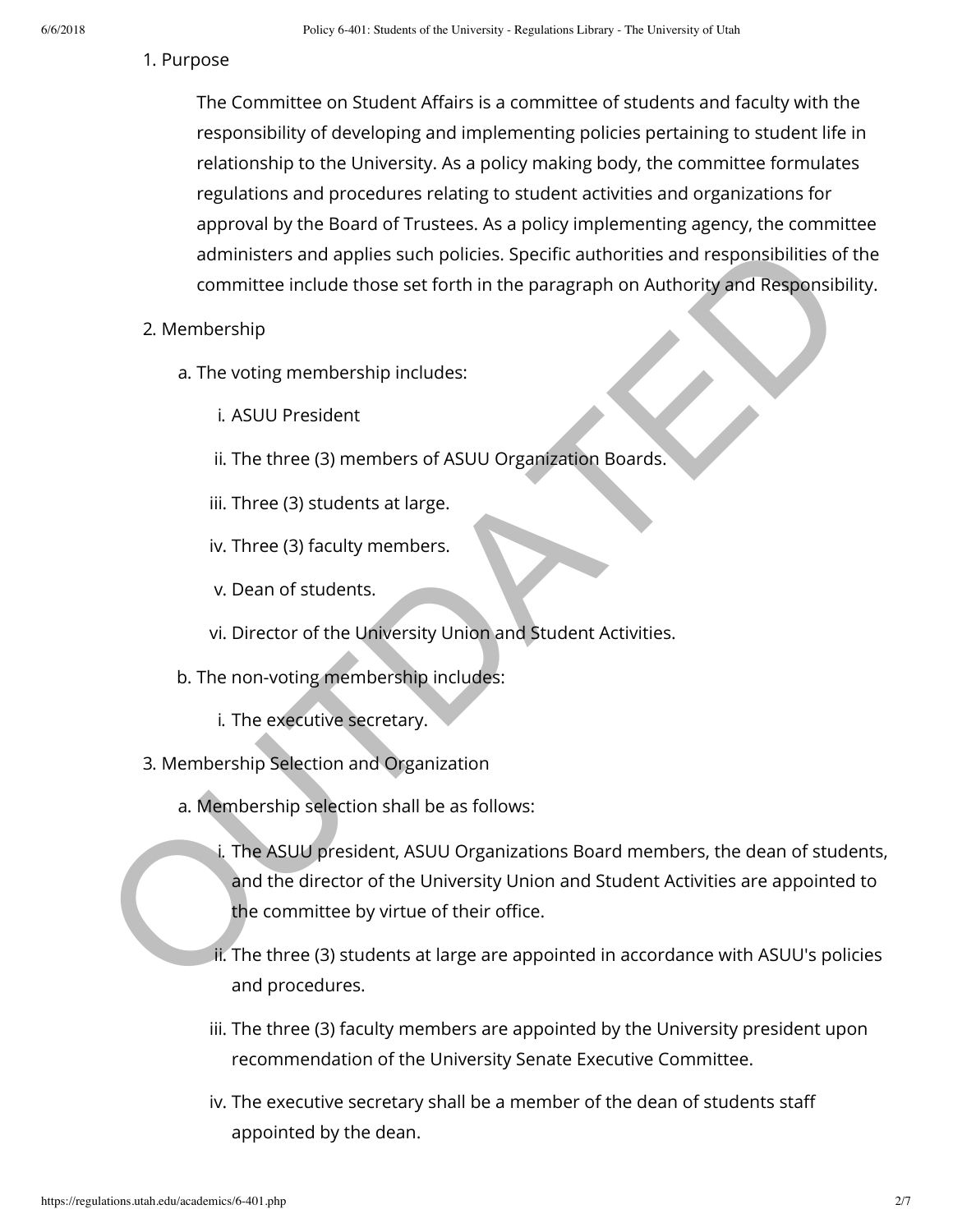1. Purpose

   The Committee on Student Affairs is a committee of students and faculty with the responsibility of developing and implementing policies pertaining to student life in relationship to the University. As a policy making body, the committee formulates regulations and procedures relating to student activities and organizations for approval by the Board of Trustees. As a policy implementing agency, the committee administers and applies such policies. Specific authorities and responsibilities of the committee include those set forth in the paragraph on Authority and Responsibility.

2. Membership

   a. The voting membership includes:

      i. ASUU President

      ii. The three (3) members of ASUU Organization Boards.

      iii. Three (3) students at large.

      iv. Three (3) faculty members.

      v. Dean of students.

      vi. Director of the University Union and Student Activities.

   b. The non-voting membership includes:

      i. The executive secretary.

3. Membership Selection and Organization

   a. Membership selection shall be as follows:

      i. The ASUU president, ASUU Organizations Board members, the dean of students, and the director of the University Union and Student Activities are appointed to the committee by virtue of their office.

      ii. The three (3) students at large are appointed in accordance with ASUU's policies and procedures.

      iii. The three (3) faculty members are appointed by the University president upon recommendation of the University Senate Executive Committee.

      iv. The executive secretary shall be a member of the dean of students staff appointed by the dean.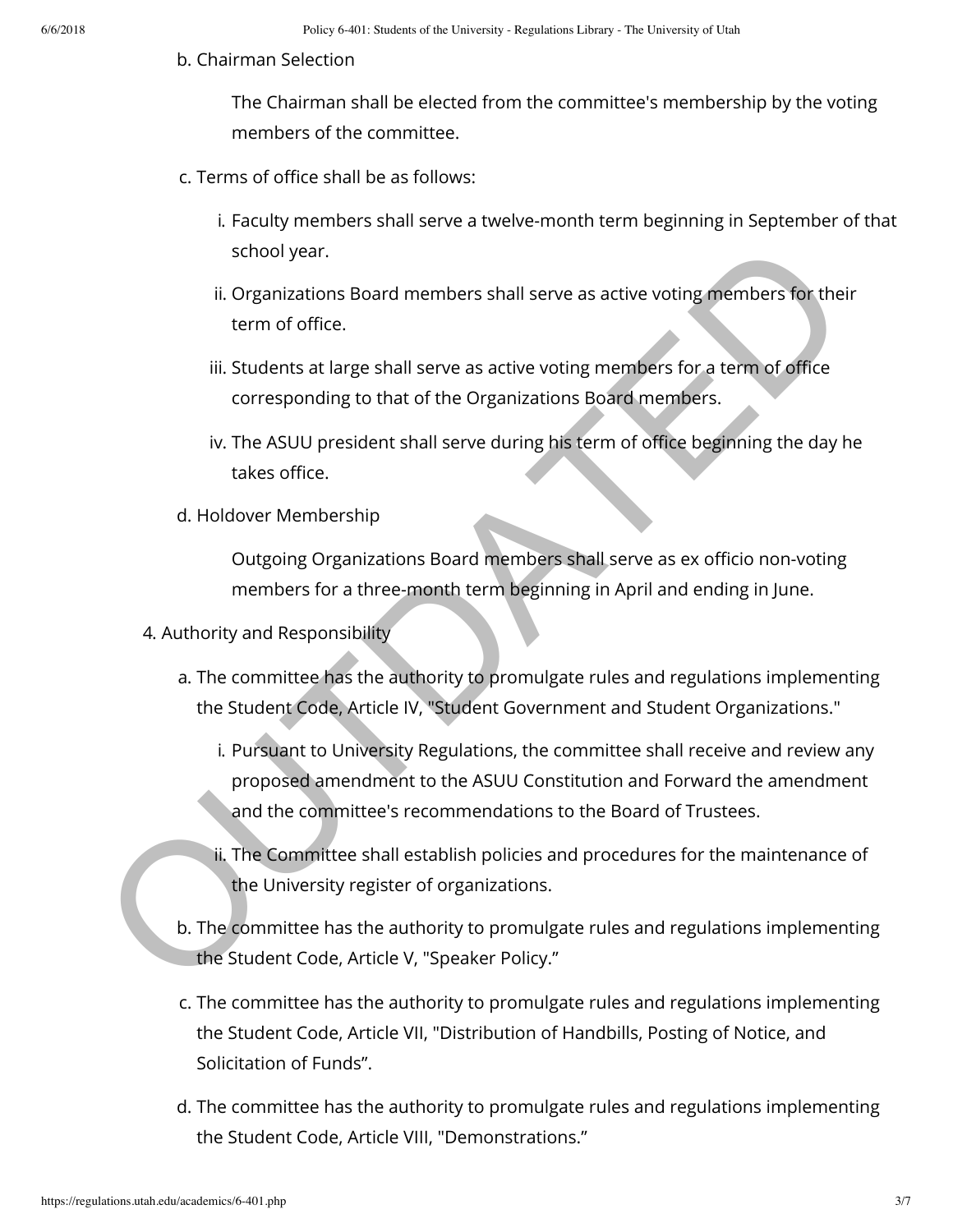b. Chairman Selection

The Chairman shall be elected from the committee's membership by the voting members of the committee.

c. Terms of office shall be as follows:

i. Faculty members shall serve a twelve-month term beginning in September of that school year.

ii. Organizations Board members shall serve as active voting members for their term of office.

iii. Students at large shall serve as active voting members for a term of office corresponding to that of the Organizations Board members.

iv. The ASUU president shall serve during his term of office beginning the day he takes office.

d. Holdover Membership

Outgoing Organizations Board members shall serve as ex officio non-voting members for a three-month term beginning in April and ending in June.

4. Authority and Responsibility

a. The committee has the authority to promulgate rules and regulations implementing the Student Code, Article IV, "Student Government and Student Organizations."

i. Pursuant to University Regulations, the committee shall receive and review any proposed amendment to the ASUU Constitution and Forward the amendment and the committee's recommendations to the Board of Trustees.

ii. The Committee shall establish policies and procedures for the maintenance of the University register of organizations.

b. The committee has the authority to promulgate rules and regulations implementing the Student Code, Article V, "Speaker Policy."

c. The committee has the authority to promulgate rules and regulations implementing the Student Code, Article VII, "Distribution of Handbills, Posting of Notice, and Solicitation of Funds".

d. The committee has the authority to promulgate rules and regulations implementing the Student Code, Article VIII, "Demonstrations."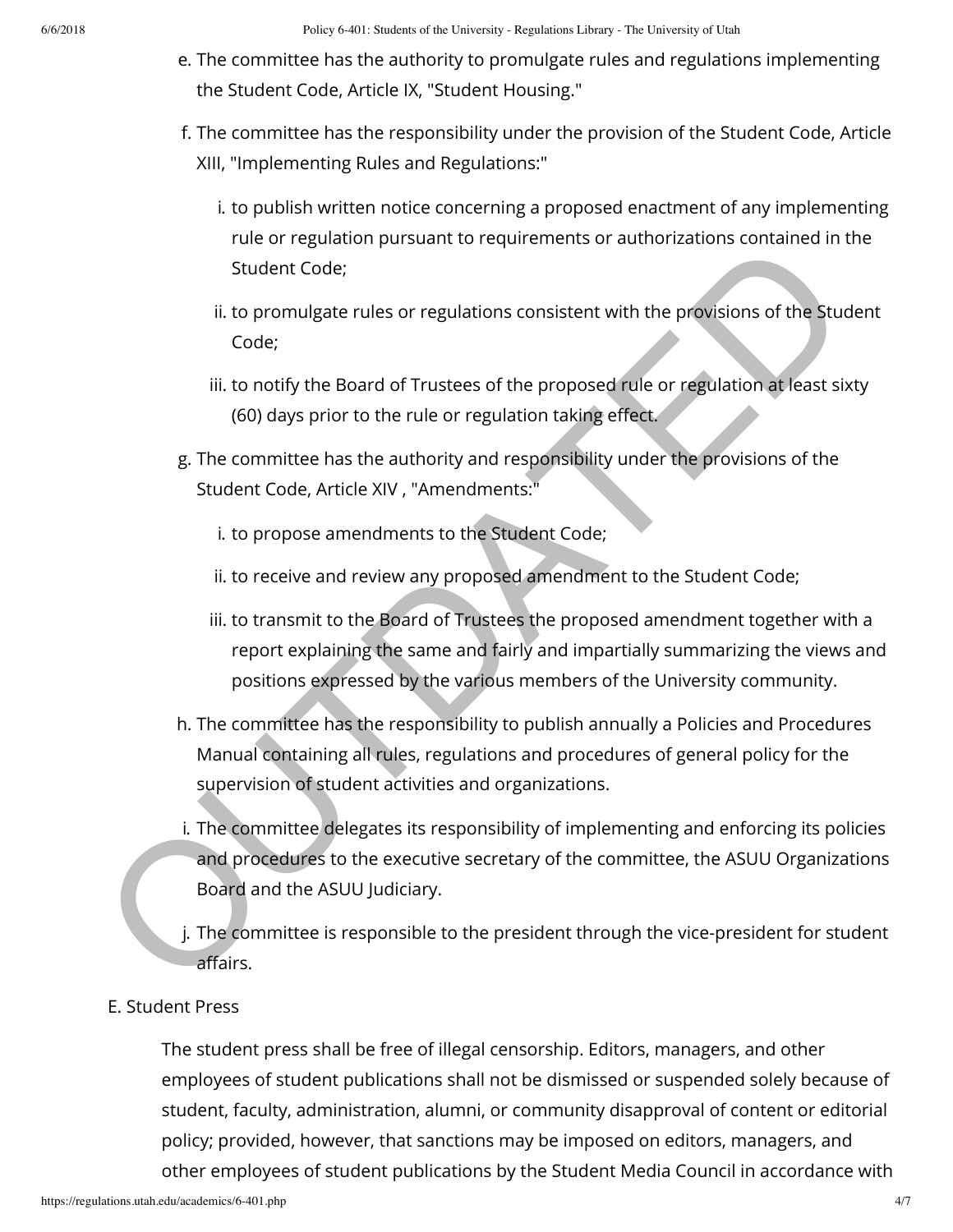e. The committee has the authority to promulgate rules and regulations implementing the Student Code, Article IX, "Student Housing."

f. The committee has the responsibility under the provision of the Student Code, Article XIII, "Implementing Rules and Regulations:"

   i. to publish written notice concerning a proposed enactment of any implementing rule or regulation pursuant to requirements or authorizations contained in the Student Code;

   ii. to promulgate rules or regulations consistent with the provisions of the Student Code;

   iii. to notify the Board of Trustees of the proposed rule or regulation at least sixty (60) days prior to the rule or regulation taking effect.

g. The committee has the authority and responsibility under the provisions of the Student Code, Article XIV , "Amendments:"

   i. to propose amendments to the Student Code;

   ii. to receive and review any proposed amendment to the Student Code;

   iii. to transmit to the Board of Trustees the proposed amendment together with a report explaining the same and fairly and impartially summarizing the views and positions expressed by the various members of the University community.

h. The committee has the responsibility to publish annually a Policies and Procedures Manual containing all rules, regulations and procedures of general policy for the supervision of student activities and organizations.

i. The committee delegates its responsibility of implementing and enforcing its policies and procedures to the executive secretary of the committee, the ASUU Organizations Board and the ASUU Judiciary.

j. The committee is responsible to the president through the vice-president for student affairs.

E. Student Press

The student press shall be free of illegal censorship. Editors, managers, and other employees of student publications shall not be dismissed or suspended solely because of student, faculty, administration, alumni, or community disapproval of content or editorial policy; provided, however, that sanctions may be imposed on editors, managers, and other employees of student publications by the Student Media Council in accordance with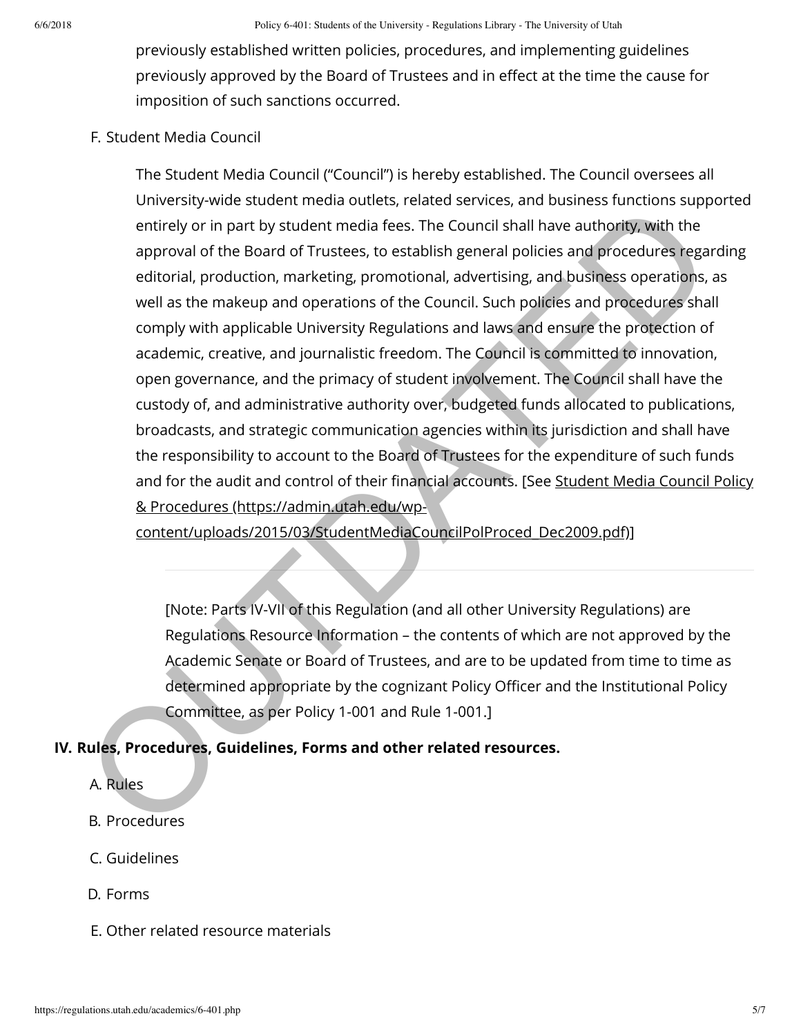previously established written policies, procedures, and implementing guidelines previously approved by the Board of Trustees and in effect at the time the cause for imposition of such sanctions occurred.

F. Student Media Council

The Student Media Council ("Council") is hereby established. The Council oversees all University-wide student media outlets, related services, and business functions supported entirely or in part by student media fees. The Council shall have authority, with the approval of the Board of Trustees, to establish general policies and procedures regarding editorial, production, marketing, promotional, advertising, and business operations, as well as the makeup and operations of the Council. Such policies and procedures shall comply with applicable University Regulations and laws and ensure the protection of academic, creative, and journalistic freedom. The Council is committed to innovation, open governance, and the primacy of student involvement. The Council shall have the custody of, and administrative authority over, budgeted funds allocated to publications, broadcasts, and strategic communication agencies within its jurisdiction and shall have the responsibility to account to the Board of Trustees for the expenditure of such funds and for the audit and control of their financial accounts. [See Student Media Council Policy & Procedures (https://admin.utah.edu/wp-content/uploads/2015/03/StudentMediaCouncilPolProced_Dec2009.pdf)]

---

[Note: Parts IV-VII of this Regulation (and all other University Regulations) are Regulations Resource Information – the contents of which are not approved by the Academic Senate or Board of Trustees, and are to be updated from time to time as determined appropriate by the cognizant Policy Officer and the Institutional Policy Committee, as per Policy 1-001 and Rule 1-001.]

**IV. Rules, Procedures, Guidelines, Forms and other related resources.**

A. Rules

B. Procedures

C. Guidelines

D. Forms

E. Other related resource materials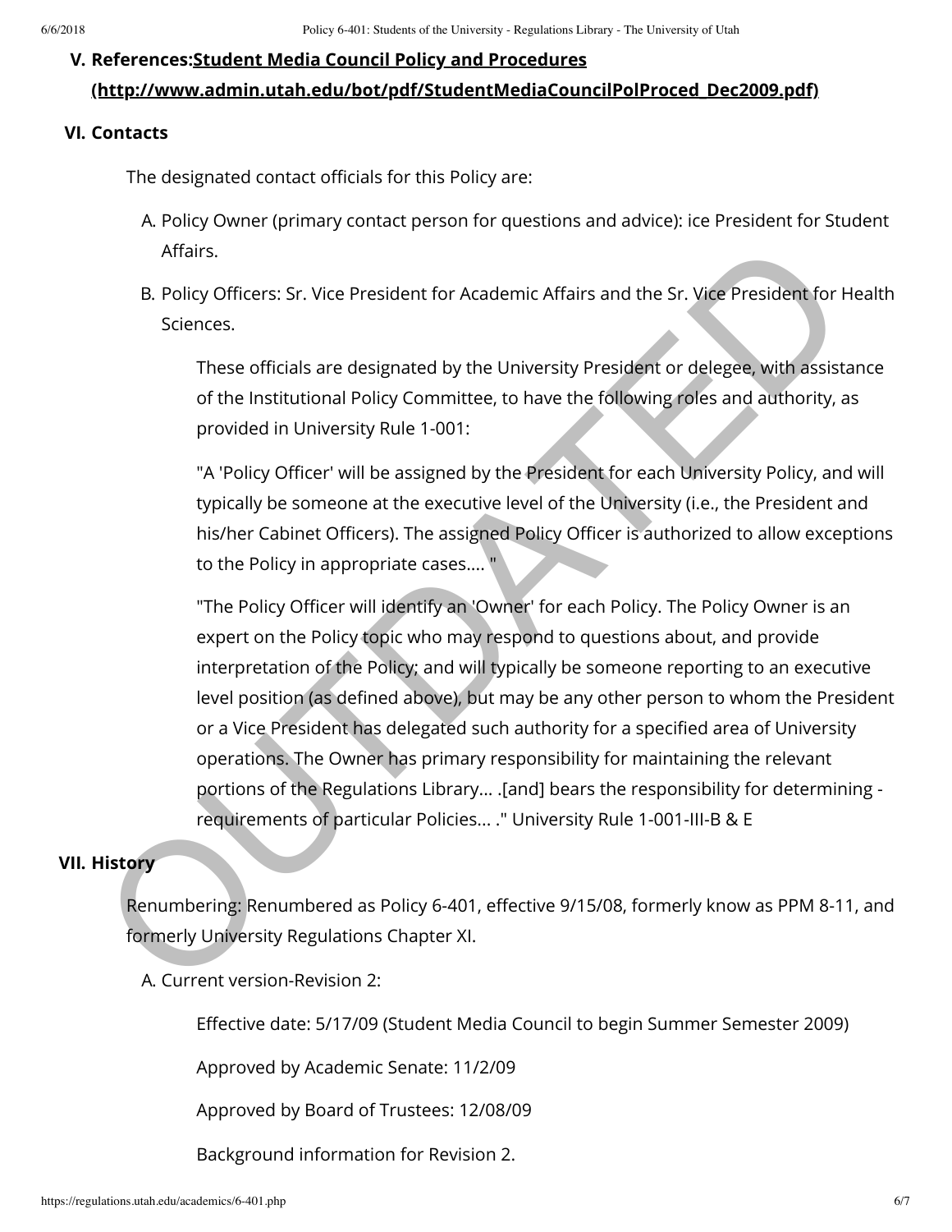## V. References: [Student Media Council Policy and Procedures (http://www.admin.utah.edu/bot/pdf/StudentMediaCouncilPolProced_Dec2009.pdf)](http://www.admin.utah.edu/bot/pdf/StudentMediaCouncilPolProced_Dec2009.pdf)

## VI. Contacts

The designated contact officials for this Policy are:

A. Policy Owner (primary contact person for questions and advice): ice President for Student Affairs.

B. Policy Officers: Sr. Vice President for Academic Affairs and the Sr. Vice President for Health Sciences.

These officials are designated by the University President or delegee, with assistance of the Institutional Policy Committee, to have the following roles and authority, as provided in University Rule 1-001:

"A 'Policy Officer' will be assigned by the President for each University Policy, and will typically be someone at the executive level of the University (i.e., the President and his/her Cabinet Officers). The assigned Policy Officer is authorized to allow exceptions to the Policy in appropriate cases.... "

"The Policy Officer will identify an 'Owner' for each Policy. The Policy Owner is an expert on the Policy topic who may respond to questions about, and provide interpretation of the Policy; and will typically be someone reporting to an executive level position (as defined above), but may be any other person to whom the President or a Vice President has delegated such authority for a specified area of University operations. The Owner has primary responsibility for maintaining the relevant portions of the Regulations Library... .[and] bears the responsibility for determining -requirements of particular Policies... ." University Rule 1-001-III-B & E

## VII. History

Renumbering: Renumbered as Policy 6-401, effective 9/15/08, formerly know as PPM 8-11, and formerly University Regulations Chapter XI.

A. Current version-Revision 2:

Effective date: 5/17/09 (Student Media Council to begin Summer Semester 2009)

Approved by Academic Senate: 11/2/09

Approved by Board of Trustees: 12/08/09

Background information for Revision 2.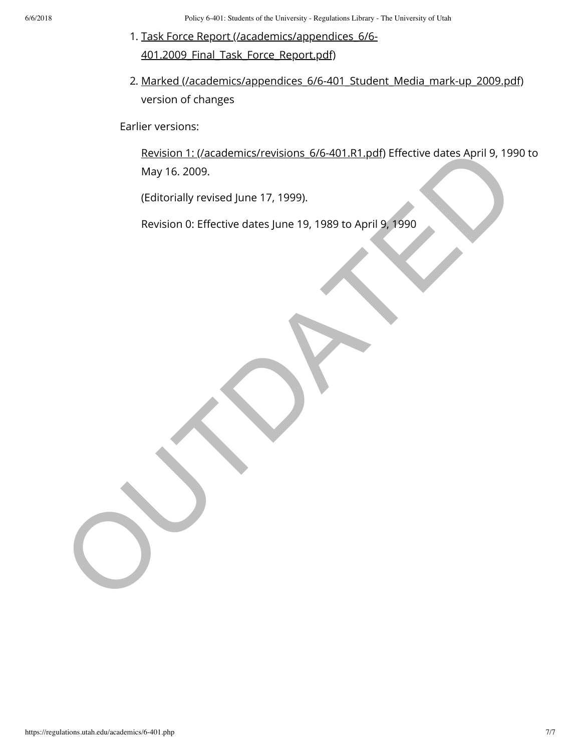1. Task Force Report (/academics/appendices_6/6-401.2009_Final_Task_Force_Report.pdf)
2. Marked (/academics/appendices_6/6-401_Student_Media_mark-up_2009.pdf) version of changes

Earlier versions:

Revision 1: (/academics/revisions_6/6-401.R1.pdf) Effective dates April 9, 1990 to May 16. 2009.

(Editorially revised June 17, 1999).

Revision 0: Effective dates June 19, 1989 to April 9, 1990

OUTDATED